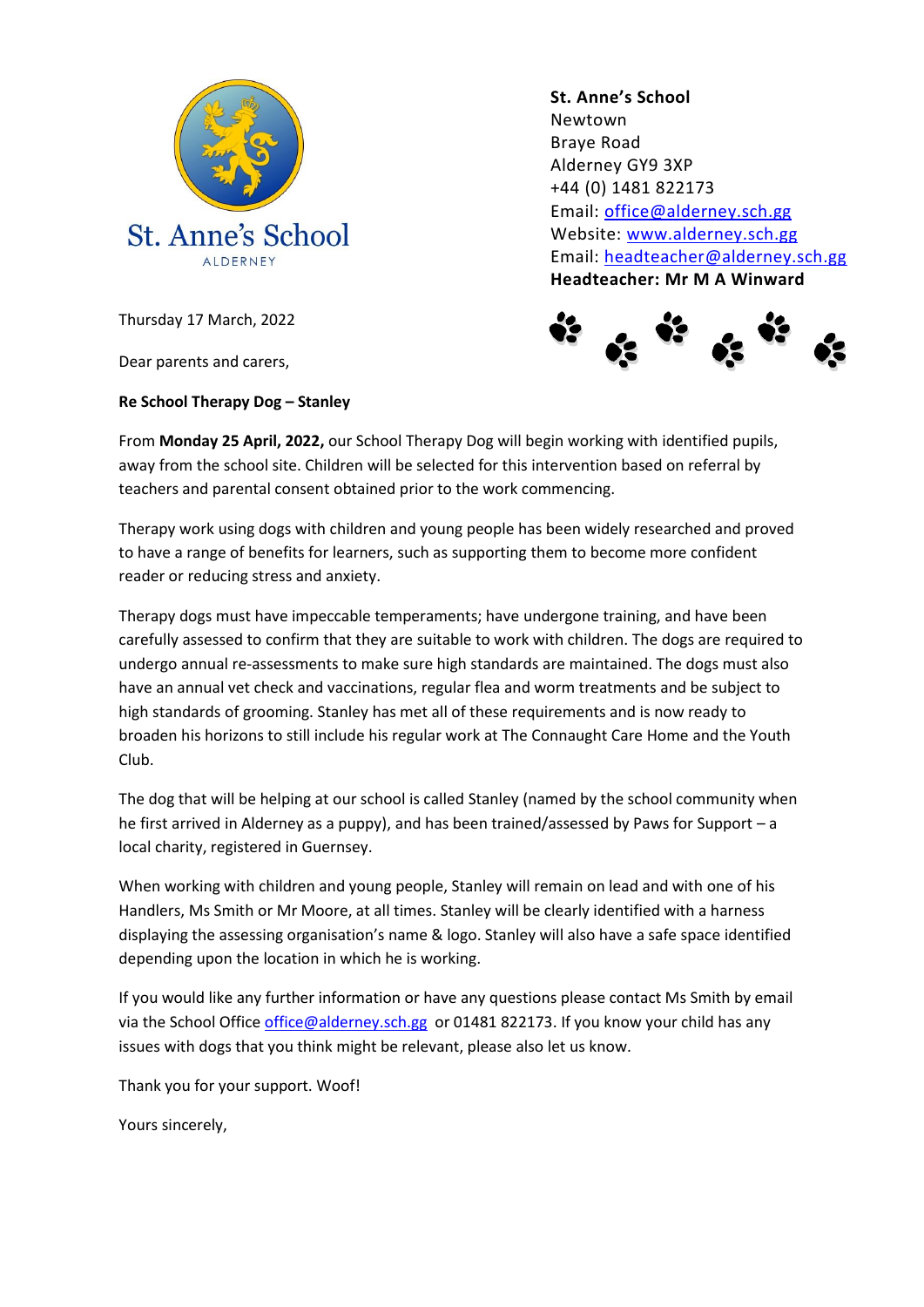St. Anne's School
ALDERNEY

**St. Anne's School**
Newtown
Braye Road
Alderney GY9 3XP
+44 (0) 1481 822173
Email: office@alderney.sch.gg
Website: www.alderney.sch.gg
Email: headteacher@alderney.sch.gg
**Headteacher: Mr M A Winward**

Thursday 17 March, 2022

Dear parents and carers,

**Re School Therapy Dog – Stanley**

From **Monday 25 April, 2022,** our School Therapy Dog will begin working with identified pupils, away from the school site. Children will be selected for this intervention based on referral by teachers and parental consent obtained prior to the work commencing.

Therapy work using dogs with children and young people has been widely researched and proved to have a range of benefits for learners, such as supporting them to become more confident reader or reducing stress and anxiety.

Therapy dogs must have impeccable temperaments; have undergone training, and have been carefully assessed to confirm that they are suitable to work with children. The dogs are required to undergo annual re-assessments to make sure high standards are maintained. The dogs must also have an annual vet check and vaccinations, regular flea and worm treatments and be subject to high standards of grooming. Stanley has met all of these requirements and is now ready to broaden his horizons to still include his regular work at The Connaught Care Home and the Youth Club.

The dog that will be helping at our school is called Stanley (named by the school community when he first arrived in Alderney as a puppy), and has been trained/assessed by Paws for Support – a local charity, registered in Guernsey.

When working with children and young people, Stanley will remain on lead and with one of his Handlers, Ms Smith or Mr Moore, at all times. Stanley will be clearly identified with a harness displaying the assessing organisation's name & logo. Stanley will also have a safe space identified depending upon the location in which he is working.

If you would like any further information or have any questions please contact Ms Smith by email via the School Office office@alderney.sch.gg or 01481 822173. If you know your child has any issues with dogs that you think might be relevant, please also let us know.

Thank you for your support. Woof!

Yours sincerely,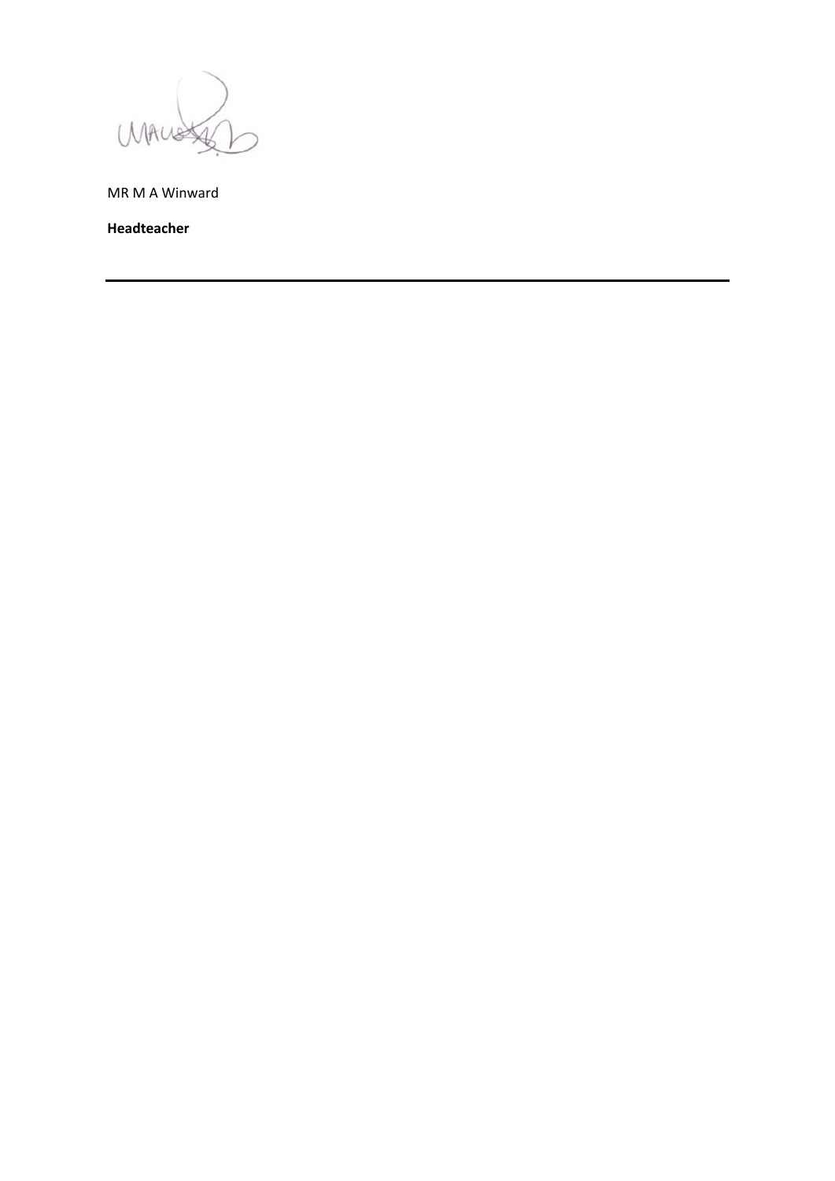MR M A Winward

**Headteacher**

---